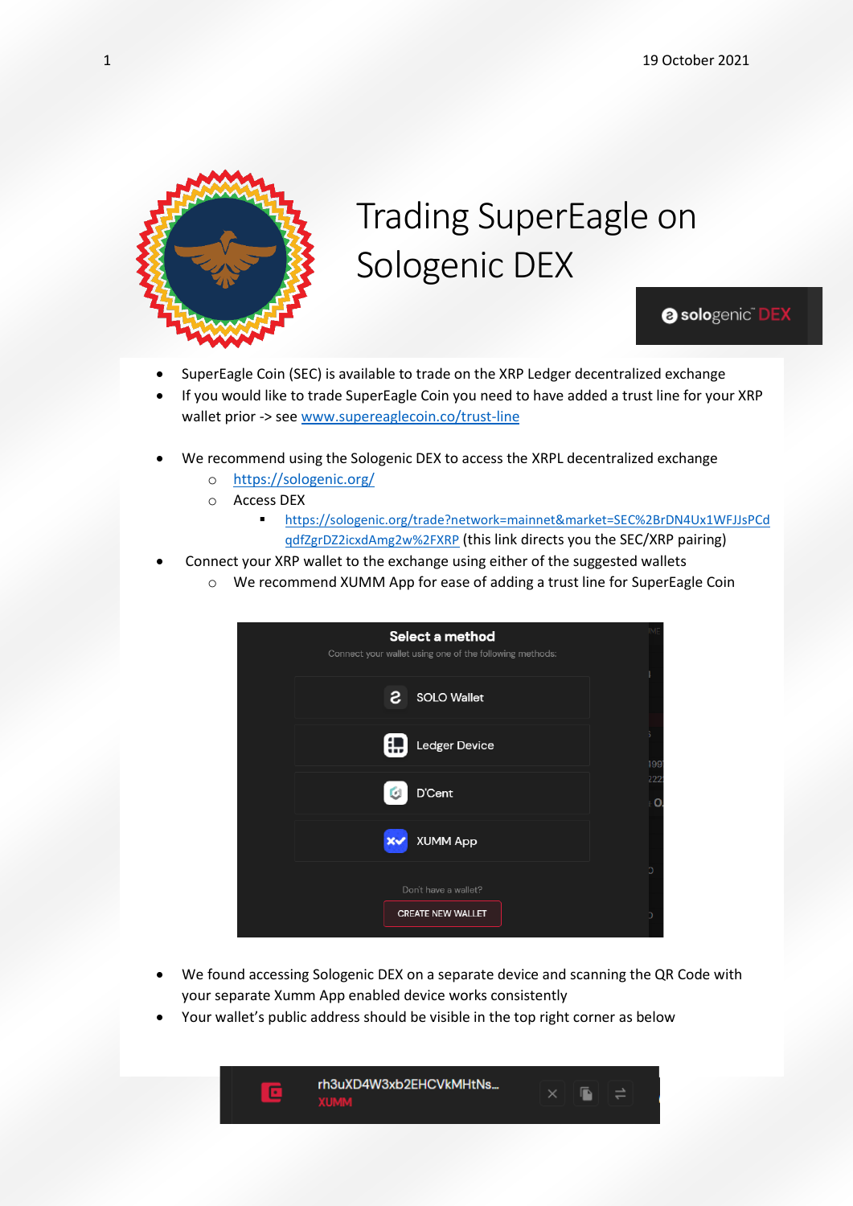19 October 2021

# Trading SuperEagle on Sologenic DEX

- SuperEagle Coin (SEC) is available to trade on the XRP Ledger decentralized exchange
- If you would like to trade SuperEagle Coin you need to have added a trust line for your XRP wallet prior -> see [www.supereaglecoin.co/trust-line](www.supereaglecoin.co/trust-line)

- We recommend using the Sologenic DEX to access the XRPL decentralized exchange
  - [https://sologenic.org/](https://sologenic.org/)
  - Access DEX
    - [https://sologenic.org/trade?network=mainnet&market=SEC%2BrDN4Ux1WFJJsPCdqdfZgrDZ2icxdAmg2w%2FXRP](https://sologenic.org/trade?network=mainnet&market=SEC%2BrDN4Ux1WFJJsPCdqdfZgrDZ2icxdAmg2w%2FXRP) (this link directs you the SEC/XRP pairing)
- Connect your XRP wallet to the exchange using either of the suggested wallets
  - We recommend XUMM App for ease of adding a trust line for SuperEagle Coin

- We found accessing Sologenic DEX on a separate device and scanning the QR Code with your separate Xumm App enabled device works consistently
- Your wallet's public address should be visible in the top right corner as below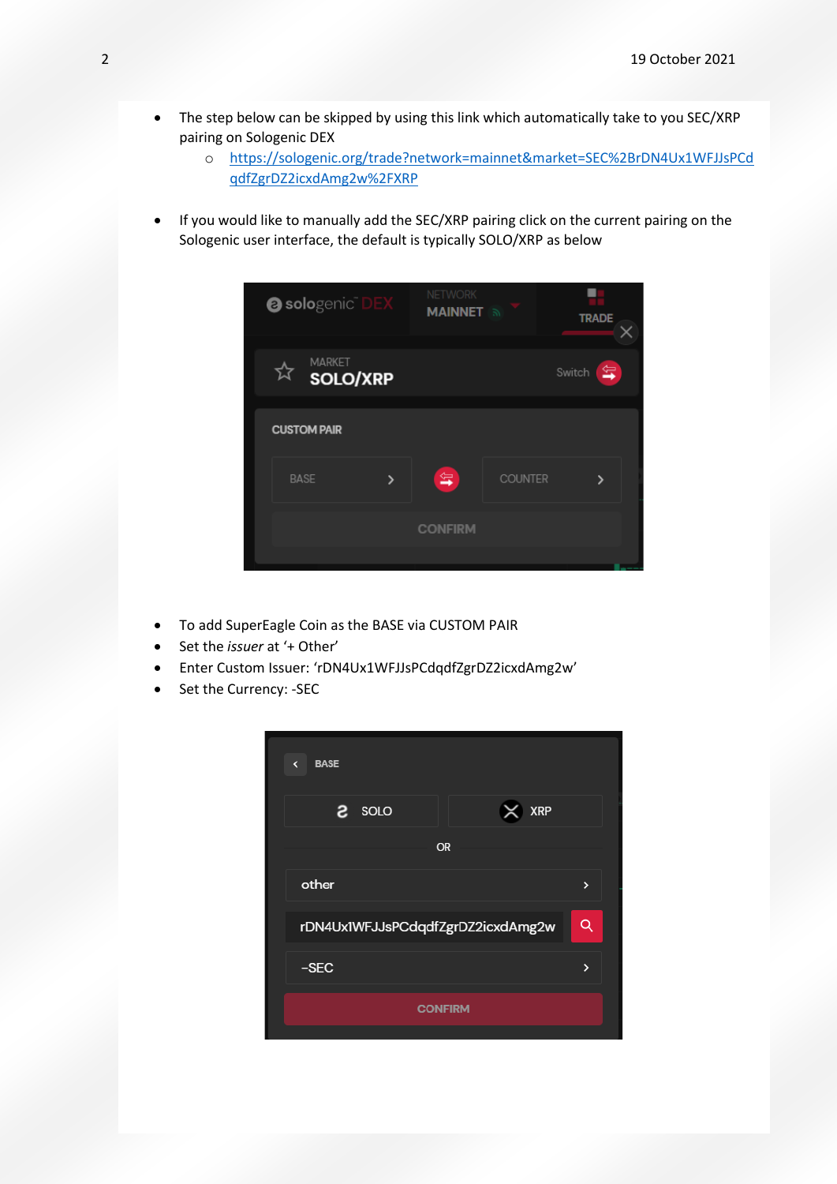- The step below can be skipped by using this link which automatically take to you SEC/XRP pairing on Sologenic DEX
  - https://sologenic.org/trade?network=mainnet&market=SEC%2BrDN4Ux1WFJJsPCdqdfZgrDZ2icxdAmg2w%2FXRP

- If you would like to manually add the SEC/XRP pairing click on the current pairing on the Sologenic user interface, the default is typically SOLO/XRP as below

- To add SuperEagle Coin as the BASE via CUSTOM PAIR
- Set the *issuer* at '+ Other'
- Enter Custom Issuer: 'rDN4Ux1WFJJsPCdqdfZgrDZ2icxdAmg2w'
- Set the Currency: -SEC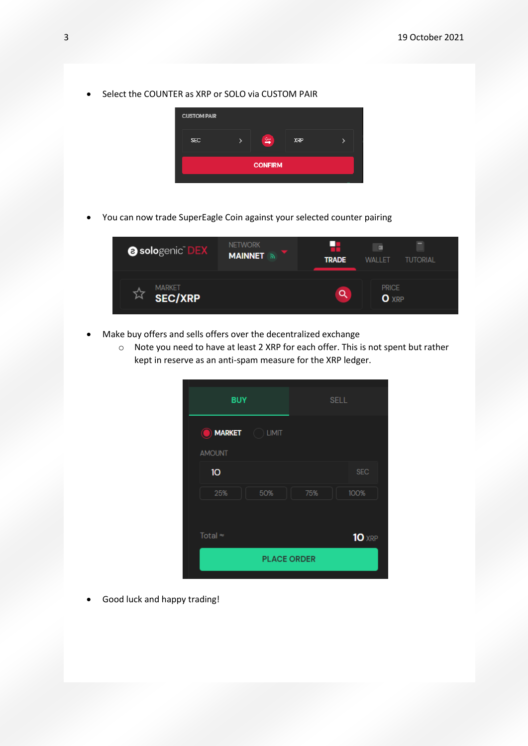- Select the COUNTER as XRP or SOLO via CUSTOM PAIR

- You can now trade SuperEagle Coin against your selected counter pairing

- Make buy offers and sells offers over the decentralized exchange
  - Note you need to have at least 2 XRP for each offer. This is not spent but rather kept in reserve as an anti-spam measure for the XRP ledger.

- Good luck and happy trading!